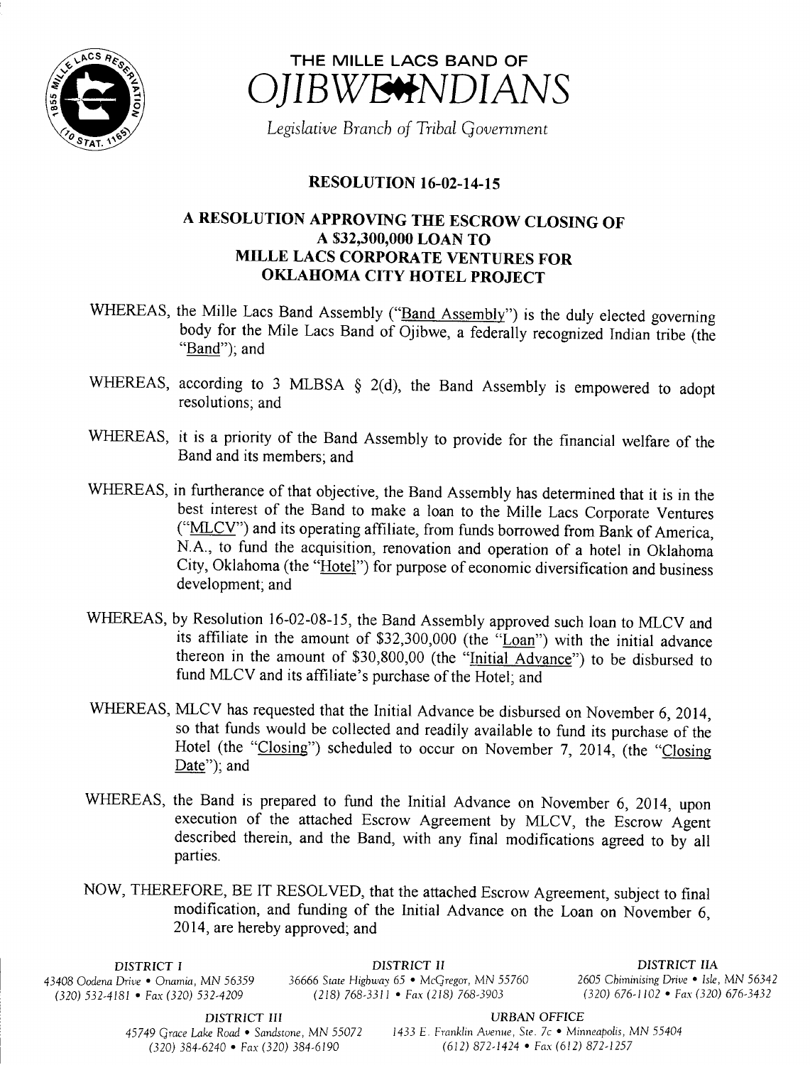# THE MILLE LACS BAND OF OJIBWE INDIANS

*Legislative Branch of Tribal Government*

## RESOLUTION 16-02-14-15

## A RESOLUTION APPROVING THE ESCROW CLOSING OF A $32,300,000 LOAN TO MILLE LACS CORPORATE VENTURES FOR OKLAHOMA CITY HOTEL PROJECT

WHEREAS, the Mille Lacs Band Assembly ("Band Assembly") is the duly elected governing body for the Mile Lacs Band of Ojibwe, a federally recognized Indian tribe (the "Band"); and

WHEREAS, according to 3 MLBSA § 2(d), the Band Assembly is empowered to adopt resolutions; and

WHEREAS, it is a priority of the Band Assembly to provide for the financial welfare of the Band and its members; and

WHEREAS, in furtherance of that objective, the Band Assembly has determined that it is in the best interest of the Band to make a loan to the Mille Lacs Corporate Ventures ("MLCV") and its operating affiliate, from funds borrowed from Bank of America, N.A., to fund the acquisition, renovation and operation of a hotel in Oklahoma City, Oklahoma (the "Hotel") for purpose of economic diversification and business development; and

WHEREAS, by Resolution 16-02-08-15, the Band Assembly approved such loan to MLCV and its affiliate in the amount of $32,300,000 (the "Loan") with the initial advance thereon in the amount of $30,800,00 (the "Initial Advance") to be disbursed to fund MLCV and its affiliate's purchase of the Hotel; and

WHEREAS, MLCV has requested that the Initial Advance be disbursed on November 6, 2014, so that funds would be collected and readily available to fund its purchase of the Hotel (the "Closing") scheduled to occur on November 7, 2014, (the "Closing Date"); and

WHEREAS, the Band is prepared to fund the Initial Advance on November 6, 2014, upon execution of the attached Escrow Agreement by MLCV, the Escrow Agent described therein, and the Band, with any final modifications agreed to by all parties.

NOW, THEREFORE, BE IT RESOLVED, that the attached Escrow Agreement, subject to final modification, and funding of the Initial Advance on the Loan on November 6, 2014, are hereby approved; and

DISTRICT I
43408 Oodena Drive • Onamia, MN 56359
(320) 532-4181 • Fax (320) 532-4209

DISTRICT II
36666 State Highway 65 • McGregor, MN 55760
(218) 768-3311 • Fax (218) 768-3903

DISTRICT IIA
2605 Chiminising Drive • Isle, MN 56342
(320) 676-1102 • Fax (320) 676-3432

DISTRICT III
45749 Grace Lake Road • Sandstone, MN 55072
(320) 384-6240 • Fax (320) 384-6190

URBAN OFFICE
1433 E. Franklin Avenue, Ste. 7c • Minneapolis, MN 55404
(612) 872-1424 • Fax (612) 872-1257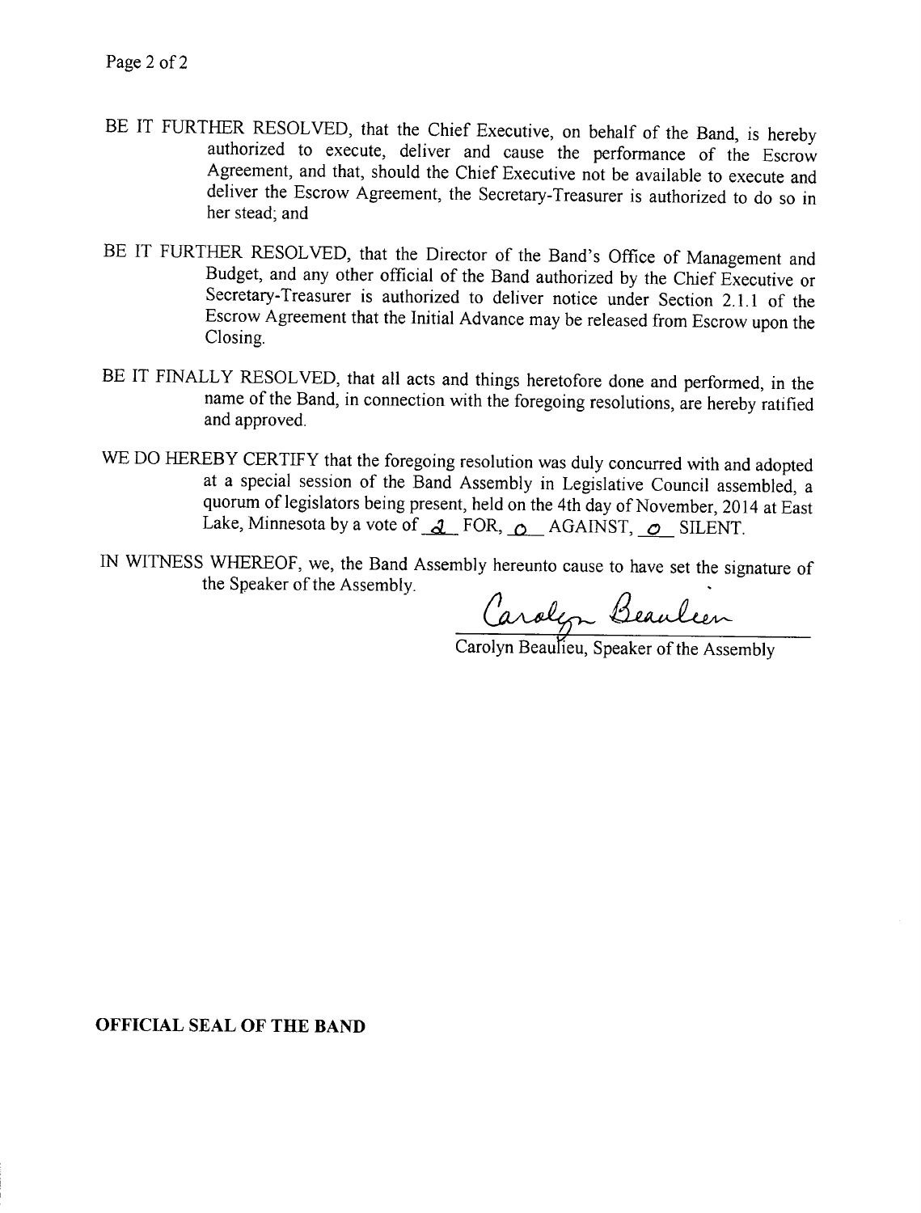BE IT FURTHER RESOLVED, that the Chief Executive, on behalf of the Band, is hereby authorized to execute, deliver and cause the performance of the Escrow Agreement, and that, should the Chief Executive not be available to execute and deliver the Escrow Agreement, the Secretary-Treasurer is authorized to do so in her stead; and

BE IT FURTHER RESOLVED, that the Director of the Band's Office of Management and Budget, and any other official of the Band authorized by the Chief Executive or Secretary-Treasurer is authorized to deliver notice under Section 2.1.1 of the Escrow Agreement that the Initial Advance may be released from Escrow upon the Closing.

BE IT FINALLY RESOLVED, that all acts and things heretofore done and performed, in the name of the Band, in connection with the foregoing resolutions, are hereby ratified and approved.

WE DO HEREBY CERTIFY that the foregoing resolution was duly concurred with and adopted at a special session of the Band Assembly in Legislative Council assembled, a quorum of legislators being present, held on the 4th day of November, 2014 at East Lake, Minnesota by a vote of 2 FOR, 0 AGAINST, 0 SILENT.

IN WITNESS WHEREOF, we, the Band Assembly hereunto cause to have set the signature of the Speaker of the Assembly.

Carolyn Beaulieu

Carolyn Beaulieu, Speaker of the Assembly

**OFFICIAL SEAL OF THE BAND**